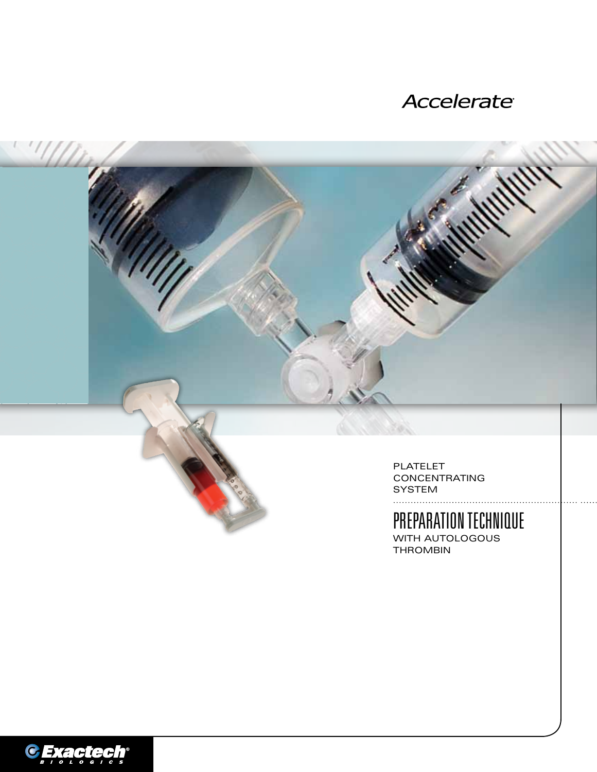Accelerate®

PLATELET CONCENTRATING SYSTEM

# PREPARATION TECHNIQUE

WITH AUTOLOGOUS THROMBIN

Exactech® BIOLOGICS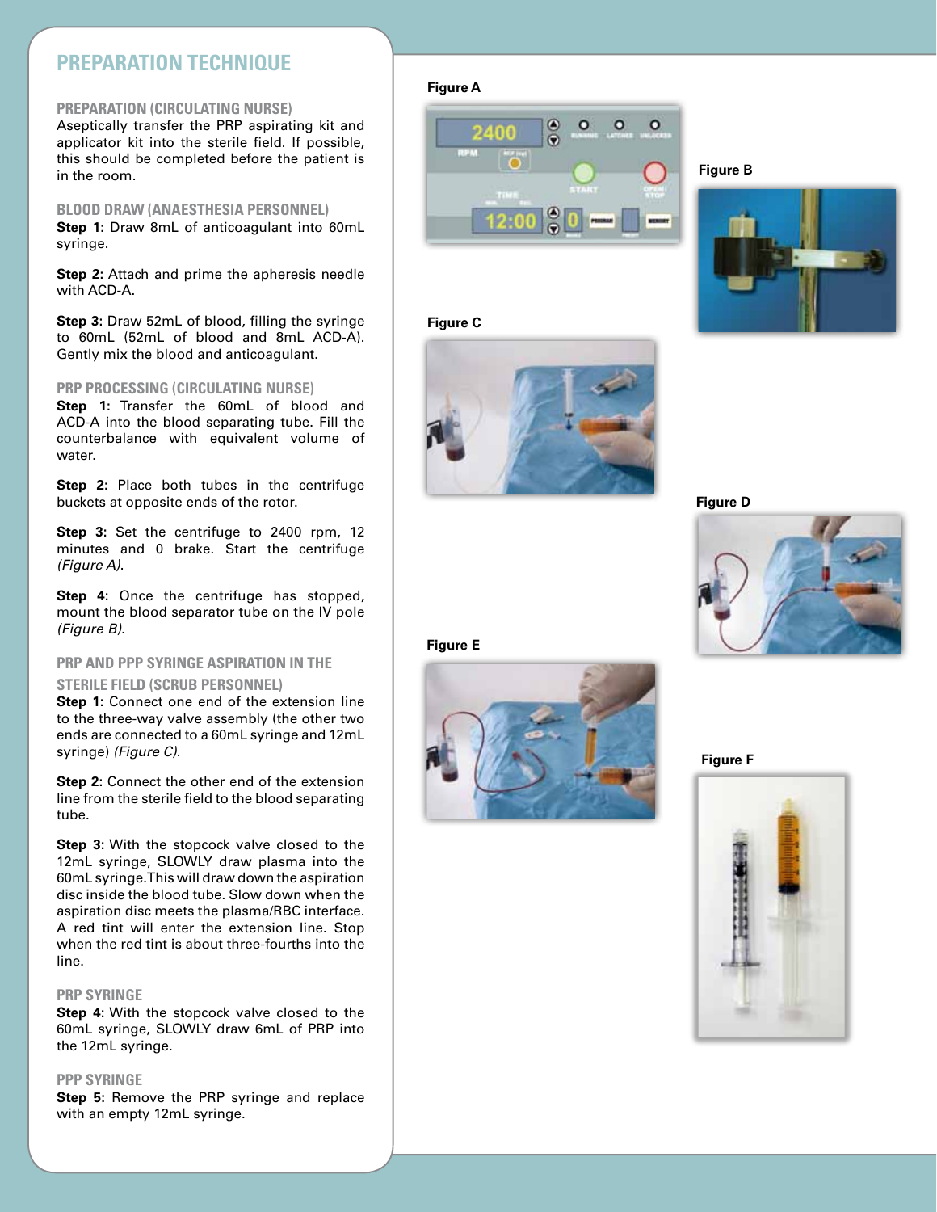## PREPARATION TECHNIQUE

### PREPARATION (CIRCULATING NURSE)

Aseptically transfer the PRP aspirating kit and applicator kit into the sterile field. If possible, this should be completed before the patient is in the room.

### BLOOD DRAW (ANAESTHESIA PERSONNEL)

**Step 1:** Draw 8mL of anticoagulant into 60mL syringe.

**Step 2:** Attach and prime the apheresis needle with ACD-A.

**Step 3:** Draw 52mL of blood, filling the syringe to 60mL (52mL of blood and 8mL ACD-A). Gently mix the blood and anticoagulant.

### PRP PROCESSING (CIRCULATING NURSE)

**Step 1:** Transfer the 60mL of blood and ACD-A into the blood separating tube. Fill the counterbalance with equivalent volume of water.

**Step 2:** Place both tubes in the centrifuge buckets at opposite ends of the rotor.

**Step 3:** Set the centrifuge to 2400 rpm, 12 minutes and 0 brake. Start the centrifuge *(Figure A).*

**Step 4:** Once the centrifuge has stopped, mount the blood separator tube on the IV pole *(Figure B).*

### PRP AND PPP SYRINGE ASPIRATION IN THE STERILE FIELD (SCRUB PERSONNEL)

**Step 1:** Connect one end of the extension line to the three-way valve assembly (the other two ends are connected to a 60mL syringe and 12mL syringe) *(Figure C).*

**Step 2:** Connect the other end of the extension line from the sterile field to the blood separating tube.

**Step 3:** With the stopcock valve closed to the 12mL syringe, SLOWLY draw plasma into the 60mL syringe. This will draw down the aspiration disc inside the blood tube. Slow down when the aspiration disc meets the plasma/RBC interface. A red tint will enter the extension line. Stop when the red tint is about three-fourths into the line.

### PRP SYRINGE

**Step 4:** With the stopcock valve closed to the 60mL syringe, SLOWLY draw 6mL of PRP into the 12mL syringe.

### PPP SYRINGE

**Step 5:** Remove the PRP syringe and replace with an empty 12mL syringe.

Figure A

Figure B

Figure C

Figure D

Figure E

Figure F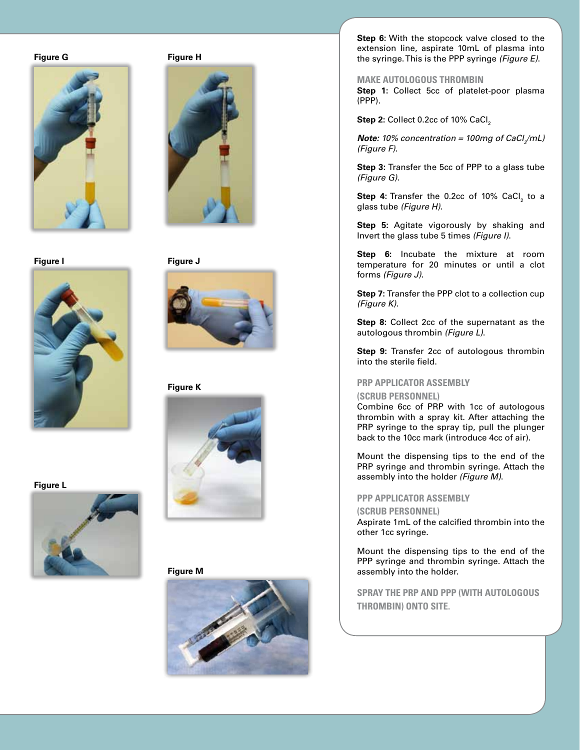Figure G

Figure H

Figure I

Figure J

Figure K

Figure L

Figure M

**Step 6:** With the stopcock valve closed to the extension line, aspirate 10mL of plasma into the syringe. This is the PPP syringe *(Figure E).*

## MAKE AUTOLOGOUS THROMBIN

**Step 1:** Collect 5cc of platelet-poor plasma (PPP).

**Step 2:** Collect 0.2cc of 10% $CaCl_2$

***Note:*** *10% concentration = 100mg of $CaCl_2$/mL) (Figure F).*

**Step 3:** Transfer the 5cc of PPP to a glass tube *(Figure G).*

**Step 4:** Transfer the 0.2cc of 10% $CaCl_2$ to a glass tube *(Figure H).*

**Step 5:** Agitate vigorously by shaking and Invert the glass tube 5 times *(Figure I).*

**Step 6:** Incubate the mixture at room temperature for 20 minutes or until a clot forms *(Figure J).*

**Step 7:** Transfer the PPP clot to a collection cup *(Figure K).*

**Step 8:** Collect 2cc of the supernatant as the autologous thrombin *(Figure L).*

**Step 9:** Transfer 2cc of autologous thrombin into the sterile field.

## PRP APPLICATOR ASSEMBLY (SCRUB PERSONNEL)

Combine 6cc of PRP with 1cc of autologous thrombin with a spray kit. After attaching the PRP syringe to the spray tip, pull the plunger back to the 10cc mark (introduce 4cc of air).

Mount the dispensing tips to the end of the PRP syringe and thrombin syringe. Attach the assembly into the holder *(Figure M).*

## PPP APPLICATOR ASSEMBLY (SCRUB PERSONNEL)

Aspirate 1mL of the calcified thrombin into the other 1cc syringe.

Mount the dispensing tips to the end of the PPP syringe and thrombin syringe. Attach the assembly into the holder.

## SPRAY THE PRP AND PPP (WITH AUTOLOGOUS THROMBIN) ONTO SITE.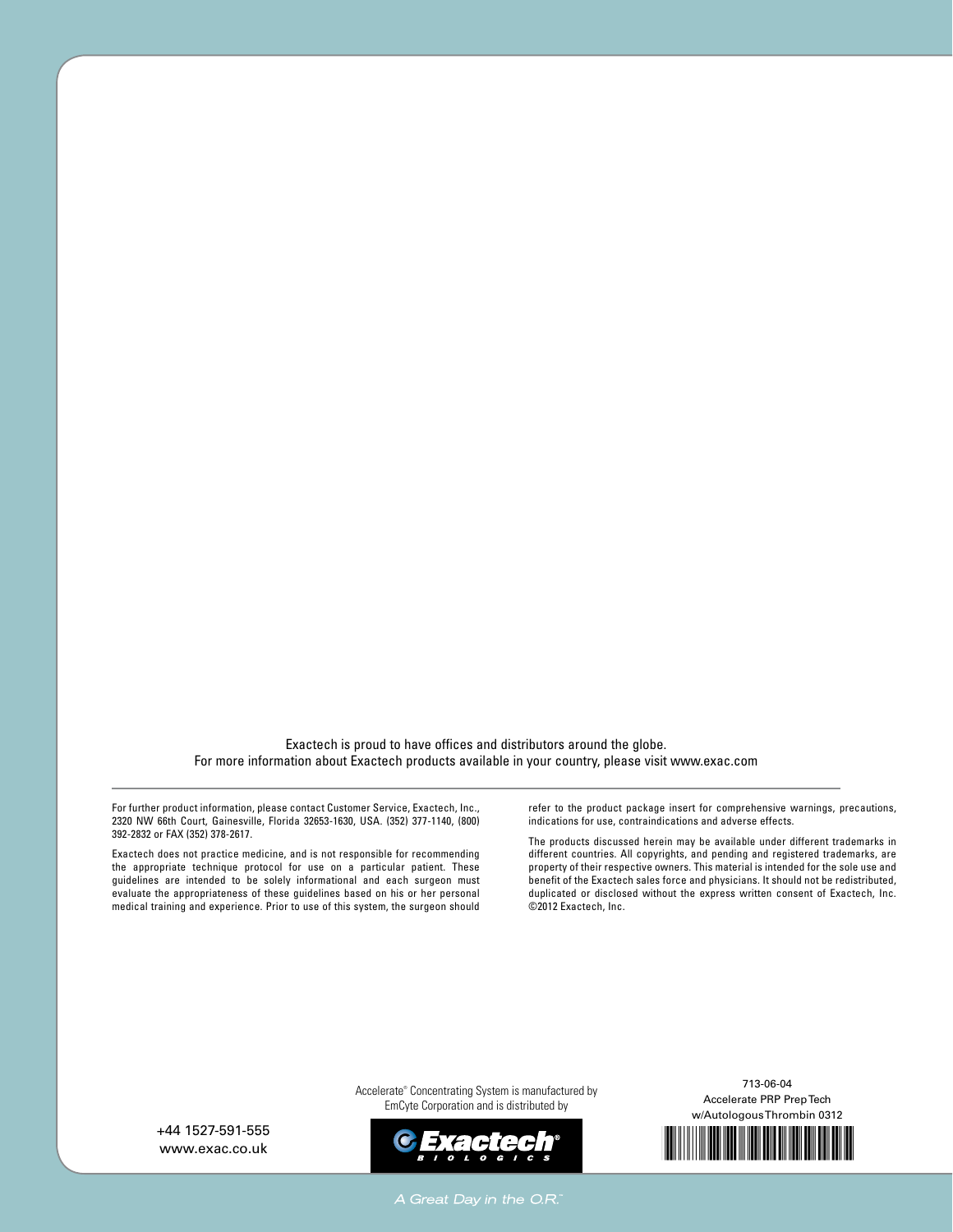Exactech is proud to have offices and distributors around the globe.
For more information about Exactech products available in your country, please visit www.exac.com

---

For further product information, please contact Customer Service, Exactech, Inc., 2320 NW 66th Court, Gainesville, Florida 32653-1630, USA. (352) 377-1140, (800) 392-2832 or FAX (352) 378-2617.

Exactech does not practice medicine, and is not responsible for recommending the appropriate technique protocol for use on a particular patient. These guidelines are intended to be solely informational and each surgeon must evaluate the appropriateness of these guidelines based on his or her personal medical training and experience. Prior to use of this system, the surgeon should refer to the product package insert for comprehensive warnings, precautions, indications for use, contraindications and adverse effects.

The products discussed herein may be available under different trademarks in different countries. All copyrights, and pending and registered trademarks, are property of their respective owners. This material is intended for the sole use and benefit of the Exactech sales force and physicians. It should not be redistributed, duplicated or disclosed without the express written consent of Exactech, Inc. ©2012 Exactech, Inc.

+44 1527-591-555
www.exac.co.uk

Accelerate® Concentrating System is manufactured by EmCyte Corporation and is distributed by

Exactech® BIOLOGICS

713-06-04
Accelerate PRP Prep Tech
w/Autologous Thrombin 0312

A Great Day in the O.R.™